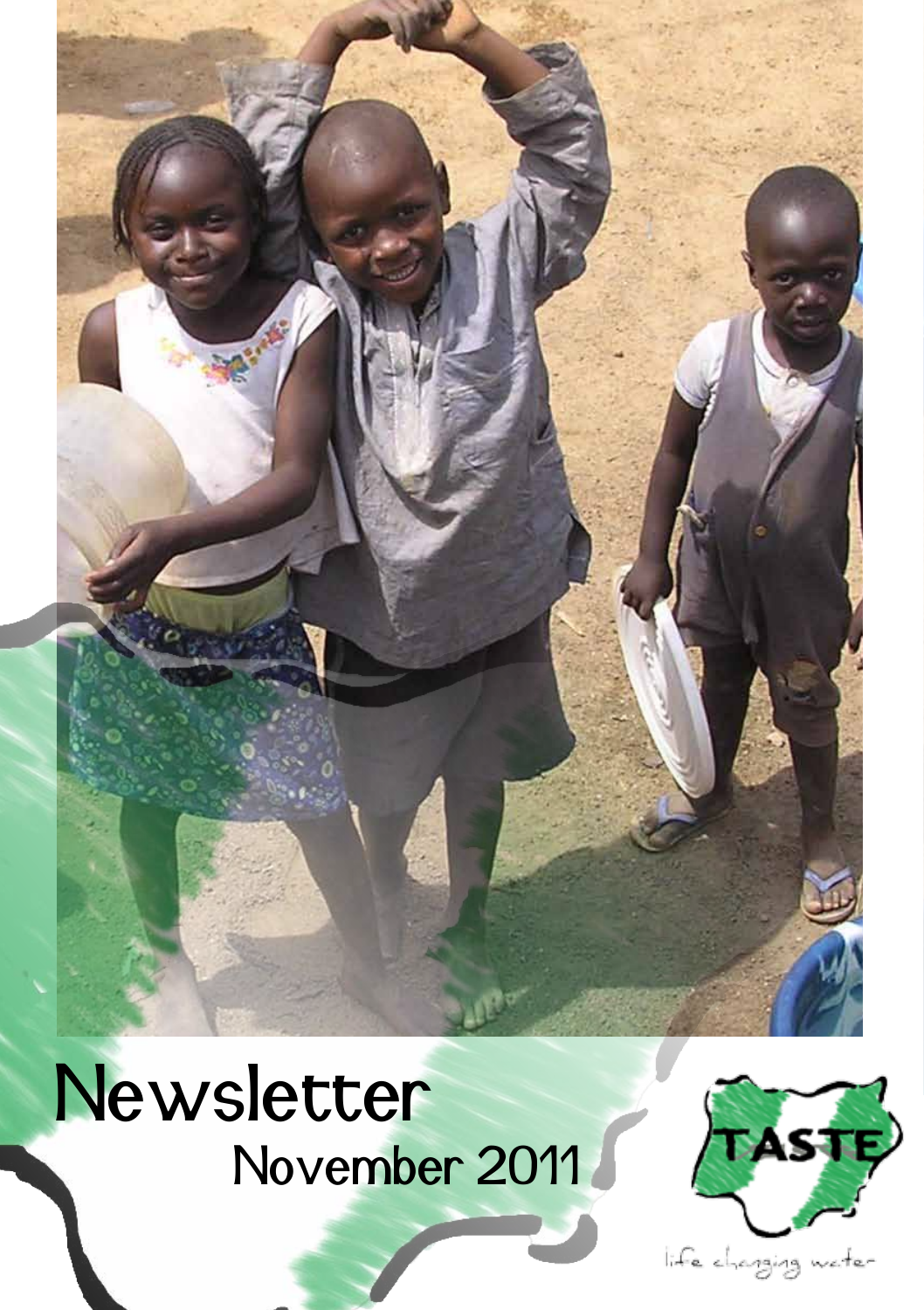# Newsletter

November 2011

TASTE

life changing water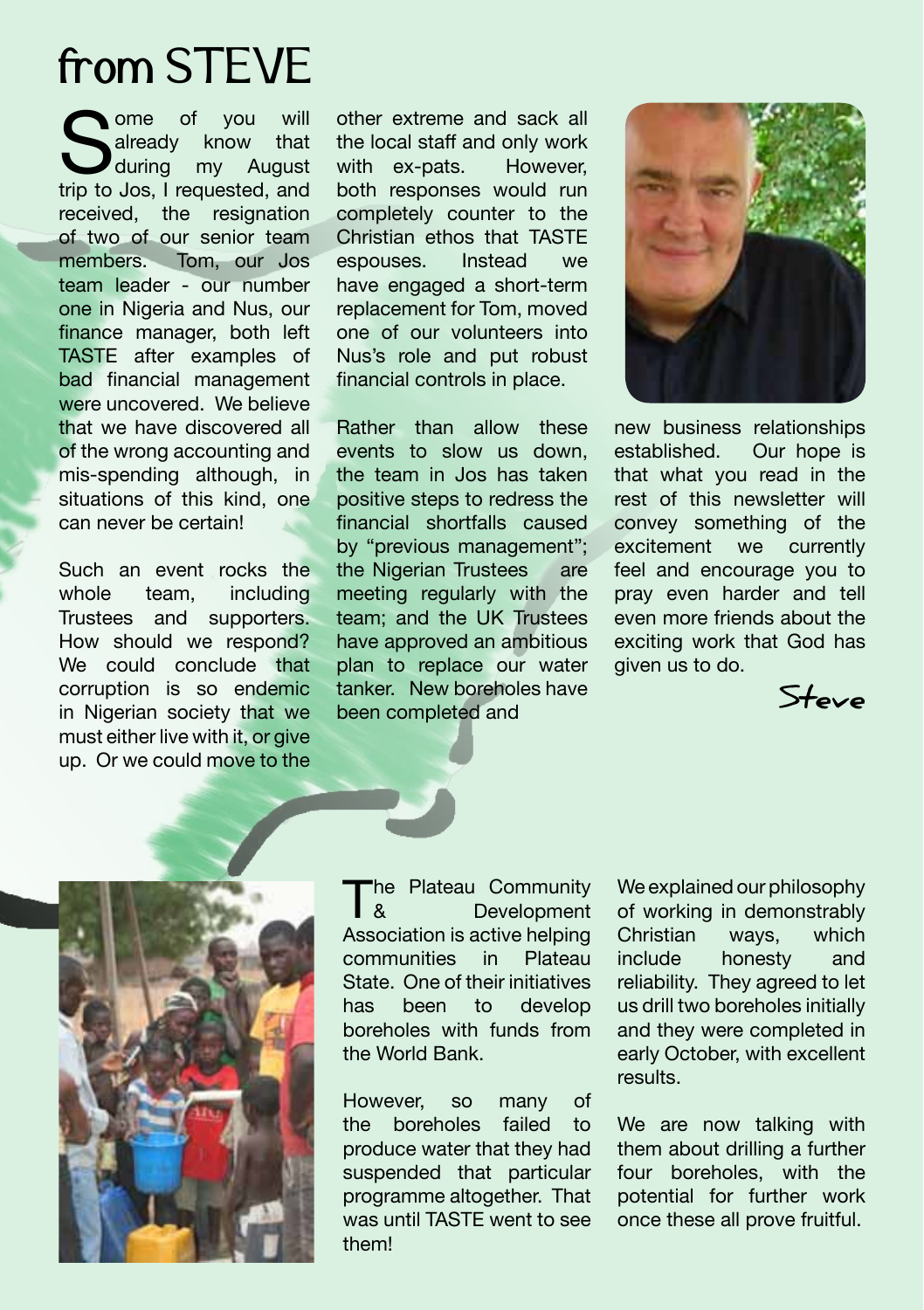# from STEVE

Some of you will already know that during my August trip to Jos, I requested, and received, the resignation of two of our senior team members. Tom, our Jos team leader - our number one in Nigeria and Nus, our finance manager, both left TASTE after examples of bad financial management were uncovered. We believe that we have discovered all of the wrong accounting and mis-spending although, in situations of this kind, one can never be certain!

Such an event rocks the whole team, including Trustees and supporters. How should we respond? We could conclude that corruption is so endemic in Nigerian society that we must either live with it, or give up. Or we could move to the other extreme and sack all the local staff and only work with ex-pats. However, both responses would run completely counter to the Christian ethos that TASTE espouses. Instead we have engaged a short-term replacement for Tom, moved one of our volunteers into Nus's role and put robust financial controls in place.

Rather than allow these events to slow us down, the team in Jos has taken positive steps to redress the financial shortfalls caused by "previous management"; the Nigerian Trustees are meeting regularly with the team; and the UK Trustees have approved an ambitious plan to replace our water tanker. New boreholes have been completed and new business relationships established. Our hope is that what you read in the rest of this newsletter will convey something of the excitement we currently feel and encourage you to pray even harder and tell even more friends about the exciting work that God has given us to do.

Steve

The Plateau Community & Development Association is active helping communities in Plateau State. One of their initiatives has been to develop boreholes with funds from the World Bank.

However, so many of the boreholes failed to produce water that they had suspended that particular programme altogether. That was until TASTE went to see them!

We explained our philosophy of working in demonstrably Christian ways, which include honesty and reliability. They agreed to let us drill two boreholes initially and they were completed in early October, with excellent results.

We are now talking with them about drilling a further four boreholes, with the potential for further work once these all prove fruitful.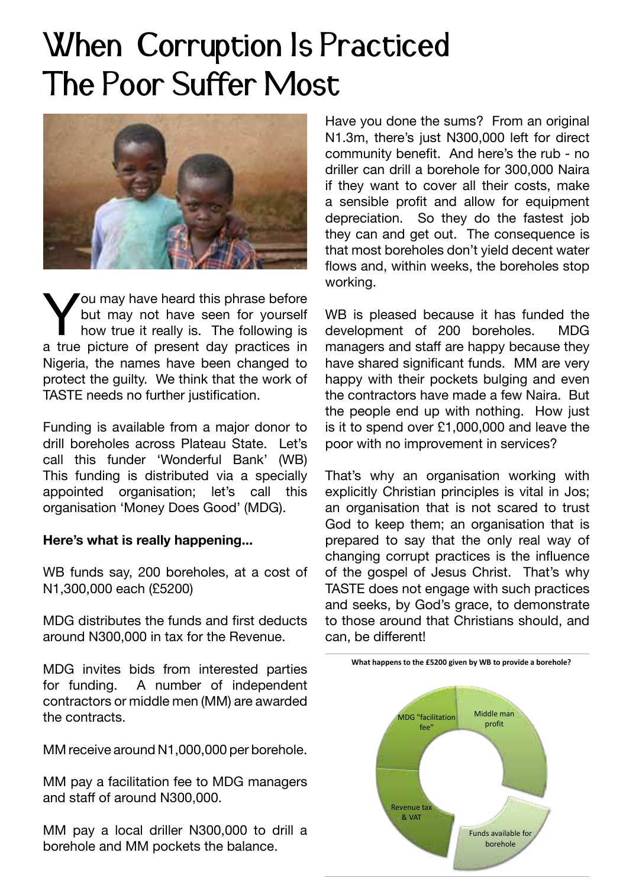# When Corruption Is Practiced The Poor Suffer Most

You may have heard this phrase before but may not have seen for yourself how true it really is. The following is a true picture of present day practices in Nigeria, the names have been changed to protect the guilty. We think that the work of TASTE needs no further justification.

Funding is available from a major donor to drill boreholes across Plateau State. Let's call this funder 'Wonderful Bank' (WB) This funding is distributed via a specially appointed organisation; let's call this organisation 'Money Does Good' (MDG).

**Here's what is really happening...**

WB funds say, 200 boreholes, at a cost of N1,300,000 each (£5200)

MDG distributes the funds and first deducts around N300,000 in tax for the Revenue.

MDG invites bids from interested parties for funding. A number of independent contractors or middle men (MM) are awarded the contracts.

MM receive around N1,000,000 per borehole.

MM pay a facilitation fee to MDG managers and staff of around N300,000.

MM pay a local driller N300,000 to drill a borehole and MM pockets the balance.

Have you done the sums? From an original N1.3m, there's just N300,000 left for direct community benefit. And here's the rub - no driller can drill a borehole for 300,000 Naira if they want to cover all their costs, make a sensible profit and allow for equipment depreciation. So they do the fastest job they can and get out. The consequence is that most boreholes don't yield decent water flows and, within weeks, the boreholes stop working.

WB is pleased because it has funded the development of 200 boreholes. MDG managers and staff are happy because they have shared significant funds. MM are very happy with their pockets bulging and even the contractors have made a few Naira. But the people end up with nothing. How just is it to spend over £1,000,000 and leave the poor with no improvement in services?

That's why an organisation working with explicitly Christian principles is vital in Jos; an organisation that is not scared to trust God to keep them; an organisation that is prepared to say that the only real way of changing corrupt practices is the influence of the gospel of Jesus Christ. That's why TASTE does not engage with such practices and seeks, by God's grace, to demonstrate to those around that Christians should, and can, be different!

**What happens to the £5200 given by WB to provide a borehole?**

MDG "facilitation fee"

Middle man profit

Revenue tax & VAT

Funds available for borehole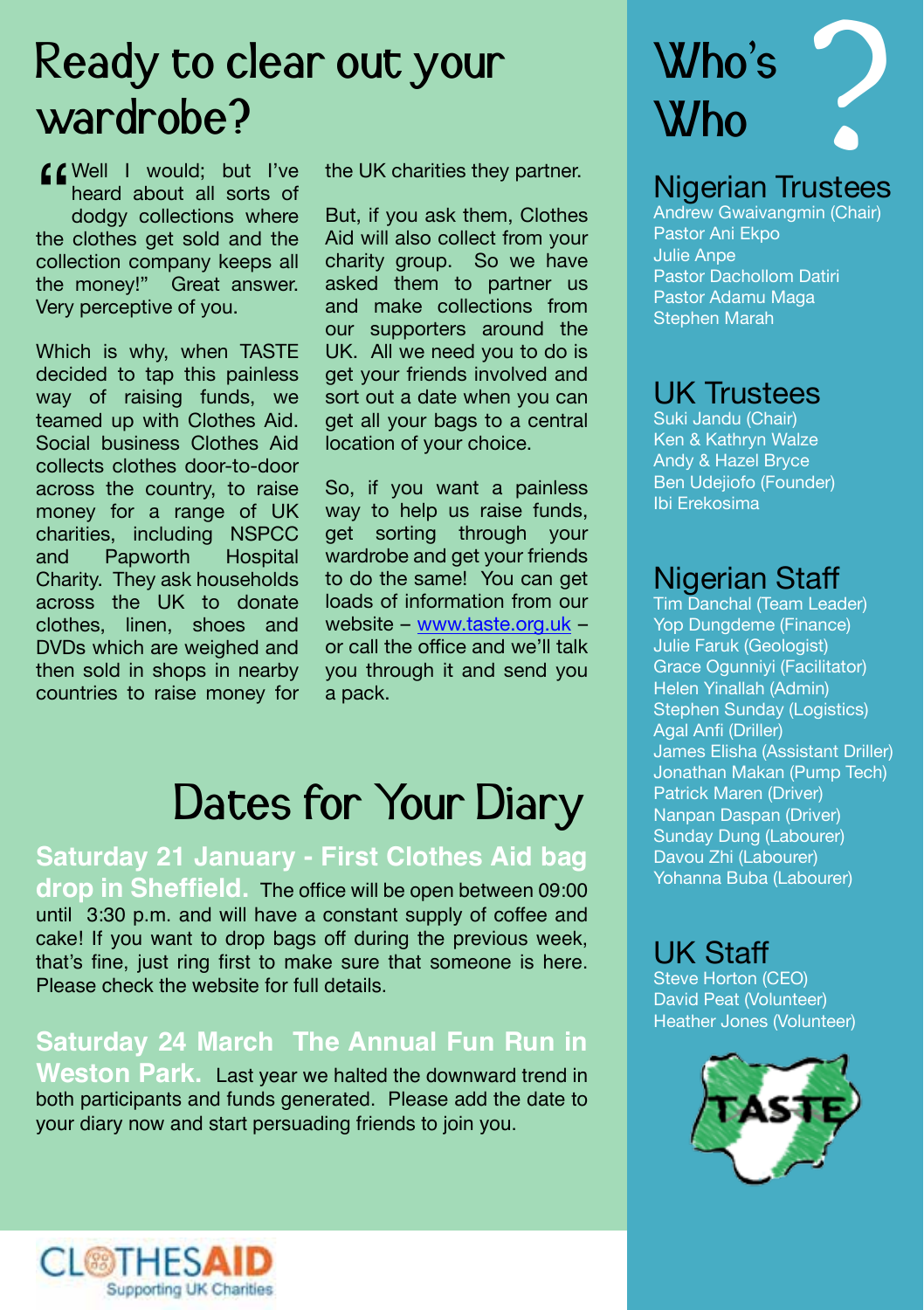# Ready to clear out your wardrobe?

"Well I would; but I've heard about all sorts of dodgy collections where the clothes get sold and the collection company keeps all the money!" Great answer. Very perceptive of you.

Which is why, when TASTE decided to tap this painless way of raising funds, we teamed up with Clothes Aid. Social business Clothes Aid collects clothes door-to-door across the country, to raise money for a range of UK charities, including NSPCC and Papworth Hospital Charity. They ask households across the UK to donate clothes, linen, shoes and DVDs which are weighed and then sold in shops in nearby countries to raise money for the UK charities they partner.

But, if you ask them, Clothes Aid will also collect from your charity group. So we have asked them to partner us and make collections from our supporters around the UK. All we need you to do is get your friends involved and sort out a date when you can get all your bags to a central location of your choice.

So, if you want a painless way to help us raise funds, get sorting through your wardrobe and get your friends to do the same! You can get loads of information from our website – [www.taste.org.uk](www.taste.org.uk) – or call the office and we'll talk you through it and send you a pack.

# Dates for Your Diary

**Saturday 21 January - First Clothes Aid bag drop in Sheffield.** The office will be open between 09:00 until 3:30 p.m. and will have a constant supply of coffee and cake! If you want to drop bags off during the previous week, that's fine, just ring first to make sure that someone is here. Please check the website for full details.

**Saturday 24 March The Annual Fun Run in Weston Park.** Last year we halted the downward trend in both participants and funds generated. Please add the date to your diary now and start persuading friends to join you.

CLOTHESAID
Supporting UK Charities

# Who's Who?

## Nigerian Trustees

Andrew Gwaivangmin (Chair)
Pastor Ani Ekpo
Julie Anpe
Pastor Dachollom Datiri
Pastor Adamu Maga
Stephen Marah

## UK Trustees

Suki Jandu (Chair)
Ken & Kathryn Walze
Andy & Hazel Bryce
Ben Udejiofo (Founder)
Ibi Erekosima

## Nigerian Staff

Tim Danchal (Team Leader)
Yop Dungdeme (Finance)
Julie Faruk (Geologist)
Grace Ogunniyi (Facilitator)
Helen Yinallah (Admin)
Stephen Sunday (Logistics)
Agal Anfi (Driller)
James Elisha (Assistant Driller)
Jonathan Makan (Pump Tech)
Patrick Maren (Driver)
Nanpan Daspan (Driver)
Sunday Dung (Labourer)
Davou Zhi (Labourer)
Yohanna Buba (Labourer)

## UK Staff

Steve Horton (CEO)
David Peat (Volunteer)
Heather Jones (Volunteer)

TASTE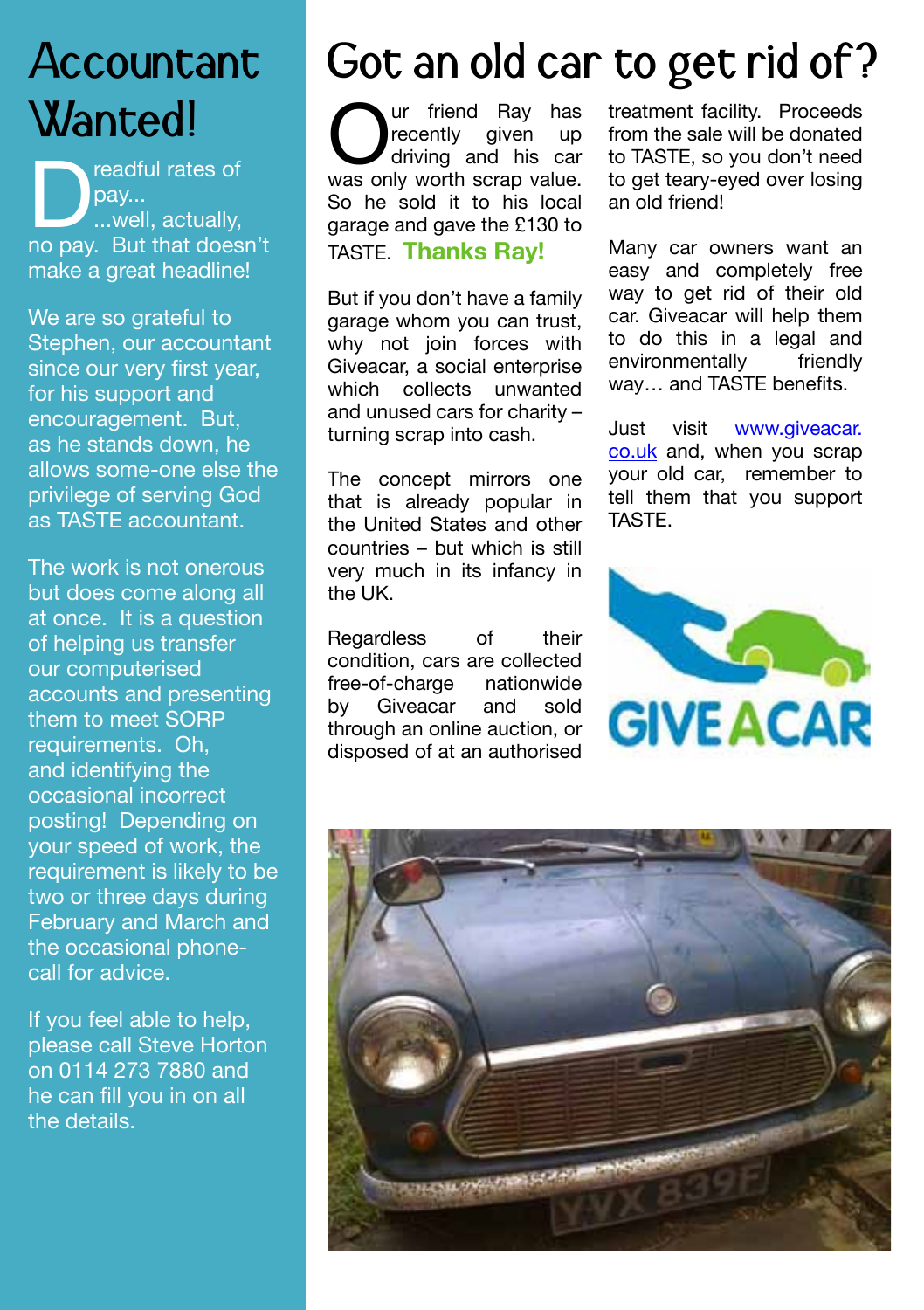# Accountant Wanted!

Dreadful rates of pay...
...well, actually, no pay. But that doesn't make a great headline!

We are so grateful to Stephen, our accountant since our very first year, for his support and encouragement. But, as he stands down, he allows some-one else the privilege of serving God as TASTE accountant.

The work is not onerous but does come along all at once. It is a question of helping us transfer our computerised accounts and presenting them to meet SORP requirements. Oh, and identifying the occasional incorrect posting! Depending on your speed of work, the requirement is likely to be two or three days during February and March and the occasional phone-call for advice.

If you feel able to help, please call Steve Horton on 0114 273 7880 and he can fill you in on all the details.

# Got an old car to get rid of?

Our friend Ray has recently given up driving and his car was only worth scrap value. So he sold it to his local garage and gave the £130 to TASTE. **Thanks Ray!**

But if you don't have a family garage whom you can trust, why not join forces with Giveacar, a social enterprise which collects unwanted and unused cars for charity – turning scrap into cash.

The concept mirrors one that is already popular in the United States and other countries – but which is still very much in its infancy in the UK.

Regardless of their condition, cars are collected free-of-charge nationwide by Giveacar and sold through an online auction, or disposed of at an authorised treatment facility. Proceeds from the sale will be donated to TASTE, so you don't need to get teary-eyed over losing an old friend!

Many car owners want an easy and completely free way to get rid of their old car. Giveacar will help them to do this in a legal and environmentally friendly way… and TASTE benefits.

Just visit www.giveacar.co.uk and, when you scrap your old car, remember to tell them that you support TASTE.

GIVEACAR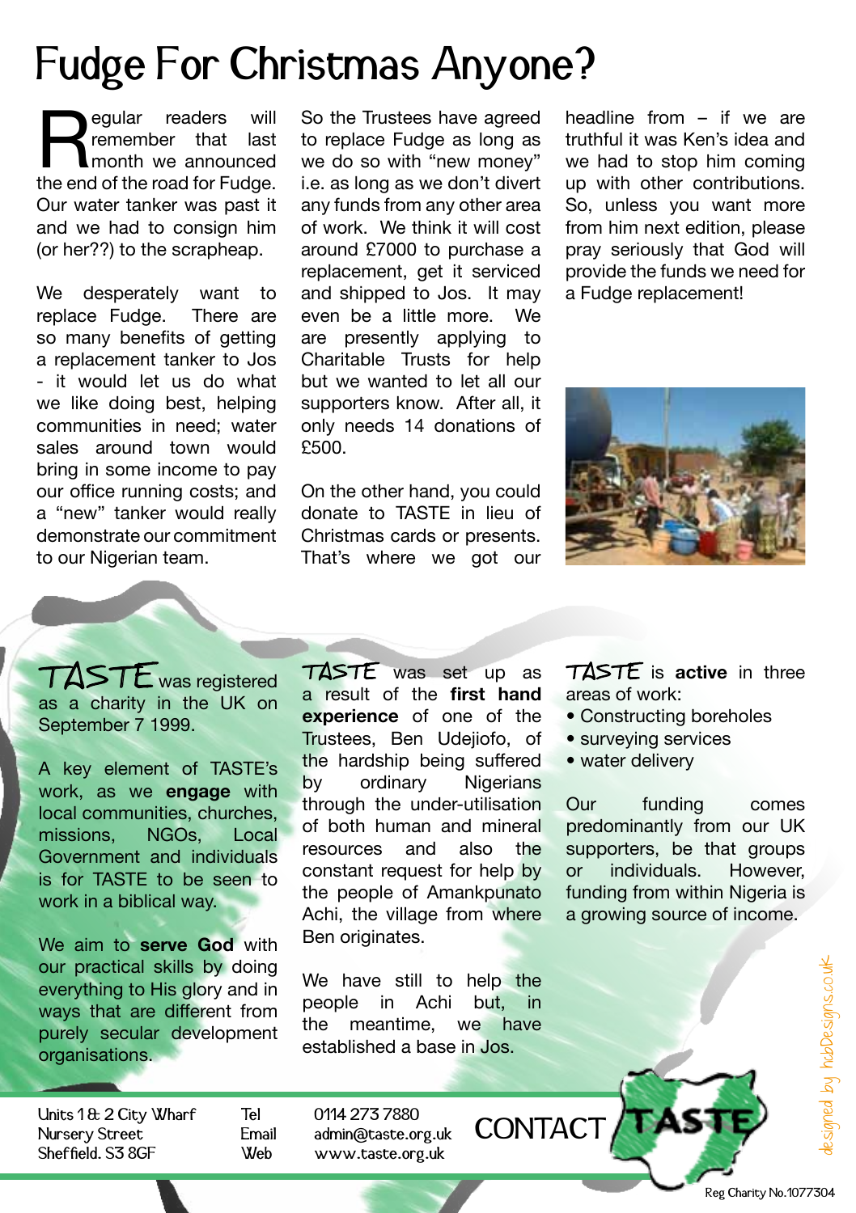# Fudge For Christmas Anyone?

Regular readers will remember that last month we announced the end of the road for Fudge. Our water tanker was past it and we had to consign him (or her??) to the scrapheap.

We desperately want to replace Fudge. There are so many benefits of getting a replacement tanker to Jos - it would let us do what we like doing best, helping communities in need; water sales around town would bring in some income to pay our office running costs; and a "new" tanker would really demonstrate our commitment to our Nigerian team.

So the Trustees have agreed to replace Fudge as long as we do so with "new money" i.e. as long as we don't divert any funds from any other area of work. We think it will cost around £7000 to purchase a replacement, get it serviced and shipped to Jos. It may even be a little more. We are presently applying to Charitable Trusts for help but we wanted to let all our supporters know. After all, it only needs 14 donations of £500.

On the other hand, you could donate to TASTE in lieu of Christmas cards or presents. That's where we got our headline from – if we are truthful it was Ken's idea and we had to stop him coming up with other contributions. So, unless you want more from him next edition, please pray seriously that God will provide the funds we need for a Fudge replacement!

TASTE was registered as a charity in the UK on September 7 1999.

A key element of TASTE's work, as we **engage** with local communities, churches, missions, NGOs, Local Government and individuals is for TASTE to be seen to work in a biblical way.

We aim to **serve God** with our practical skills by doing everything to His glory and in ways that are different from purely secular development organisations.

TASTE was set up as a result of the **first hand experience** of one of the Trustees, Ben Udejiofo, of the hardship being suffered by ordinary Nigerians through the under-utilisation of both human and mineral resources and also the constant request for help by the people of Amankpunato Achi, the village from where Ben originates.

We have still to help the people in Achi but, in the meantime, we have established a base in Jos.

TASTE is **active** in three areas of work:

- Constructing boreholes
- surveying services
- water delivery

Our funding comes predominantly from our UK supporters, be that groups or individuals. However, funding from within Nigeria is a growing source of income.

CONTACT

Units 1 & 2 City Wharf  
Nursery Street  
Sheffield. S3 8GF

Tel 0114 273 7880  
Email admin@taste.org.uk  
Web www.taste.org.uk

Reg Charity No.1077304

designed by hdbDesigns.co.uk